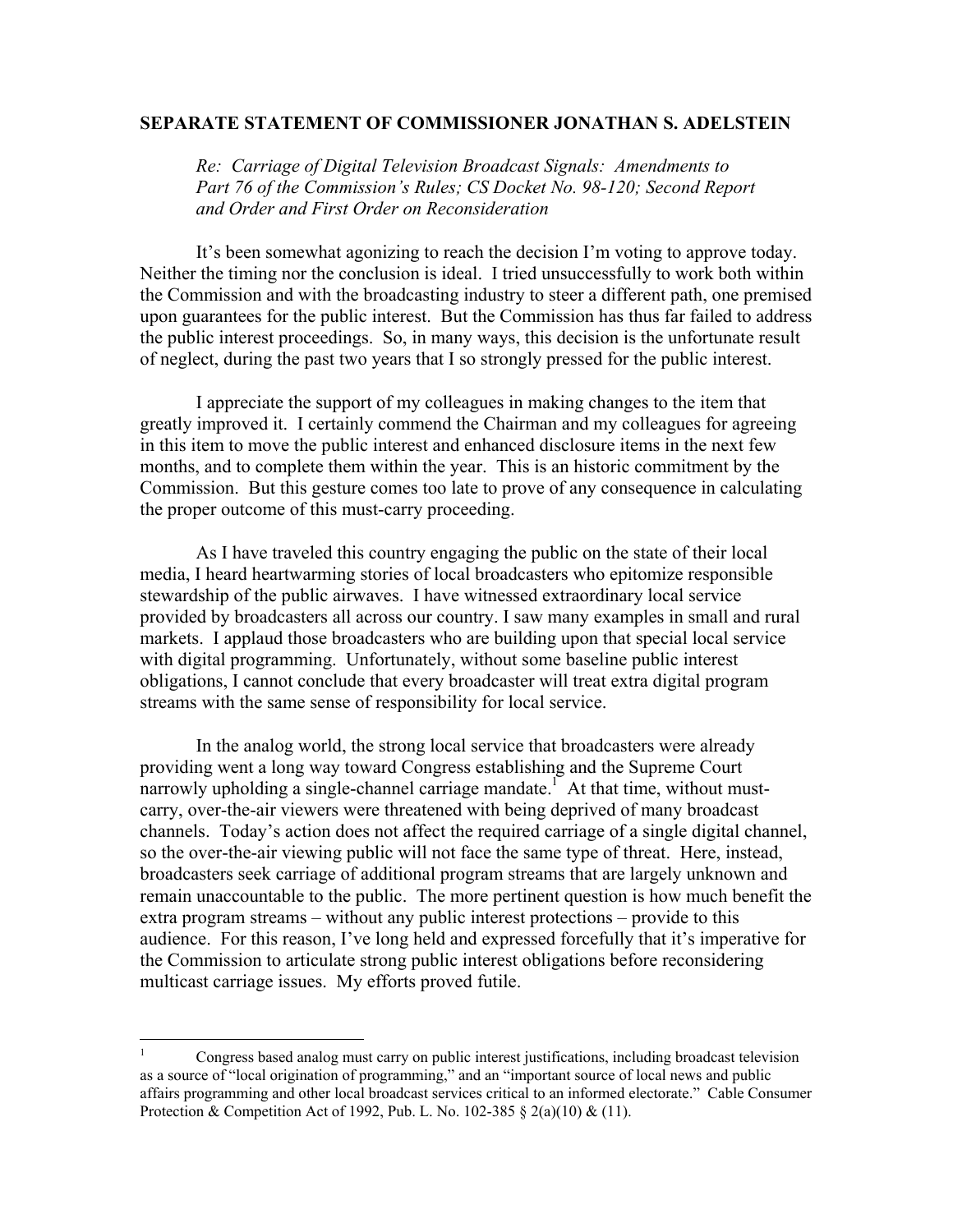**SEPARATE STATEMENT OF COMMISSIONER JONATHAN S. ADELSTEIN**

*Re: Carriage of Digital Television Broadcast Signals: Amendments to Part 76 of the Commission's Rules; CS Docket No. 98-120; Second Report and Order and First Order on Reconsideration*

It's been somewhat agonizing to reach the decision I'm voting to approve today. Neither the timing nor the conclusion is ideal. I tried unsuccessfully to work both within the Commission and with the broadcasting industry to steer a different path, one premised upon guarantees for the public interest. But the Commission has thus far failed to address the public interest proceedings. So, in many ways, this decision is the unfortunate result of neglect, during the past two years that I so strongly pressed for the public interest.

I appreciate the support of my colleagues in making changes to the item that greatly improved it. I certainly commend the Chairman and my colleagues for agreeing in this item to move the public interest and enhanced disclosure items in the next few months, and to complete them within the year. This is an historic commitment by the Commission. But this gesture comes too late to prove of any consequence in calculating the proper outcome of this must-carry proceeding.

As I have traveled this country engaging the public on the state of their local media, I heard heartwarming stories of local broadcasters who epitomize responsible stewardship of the public airwaves. I have witnessed extraordinary local service provided by broadcasters all across our country. I saw many examples in small and rural markets. I applaud those broadcasters who are building upon that special local service with digital programming. Unfortunately, without some baseline public interest obligations, I cannot conclude that every broadcaster will treat extra digital program streams with the same sense of responsibility for local service.

In the analog world, the strong local service that broadcasters were already providing went a long way toward Congress establishing and the Supreme Court narrowly upholding a single-channel carriage mandate.[1] At that time, without must-carry, over-the-air viewers were threatened with being deprived of many broadcast channels. Today's action does not affect the required carriage of a single digital channel, so the over-the-air viewing public will not face the same type of threat. Here, instead, broadcasters seek carriage of additional program streams that are largely unknown and remain unaccountable to the public. The more pertinent question is how much benefit the extra program streams – without any public interest protections – provide to this audience. For this reason, I've long held and expressed forcefully that it's imperative for the Commission to articulate strong public interest obligations before reconsidering multicast carriage issues. My efforts proved futile.

---

[1] Congress based analog must carry on public interest justifications, including broadcast television as a source of "local origination of programming," and an "important source of local news and public affairs programming and other local broadcast services critical to an informed electorate." Cable Consumer Protection & Competition Act of 1992, Pub. L. No. 102-385 § 2(a)(10) & (11).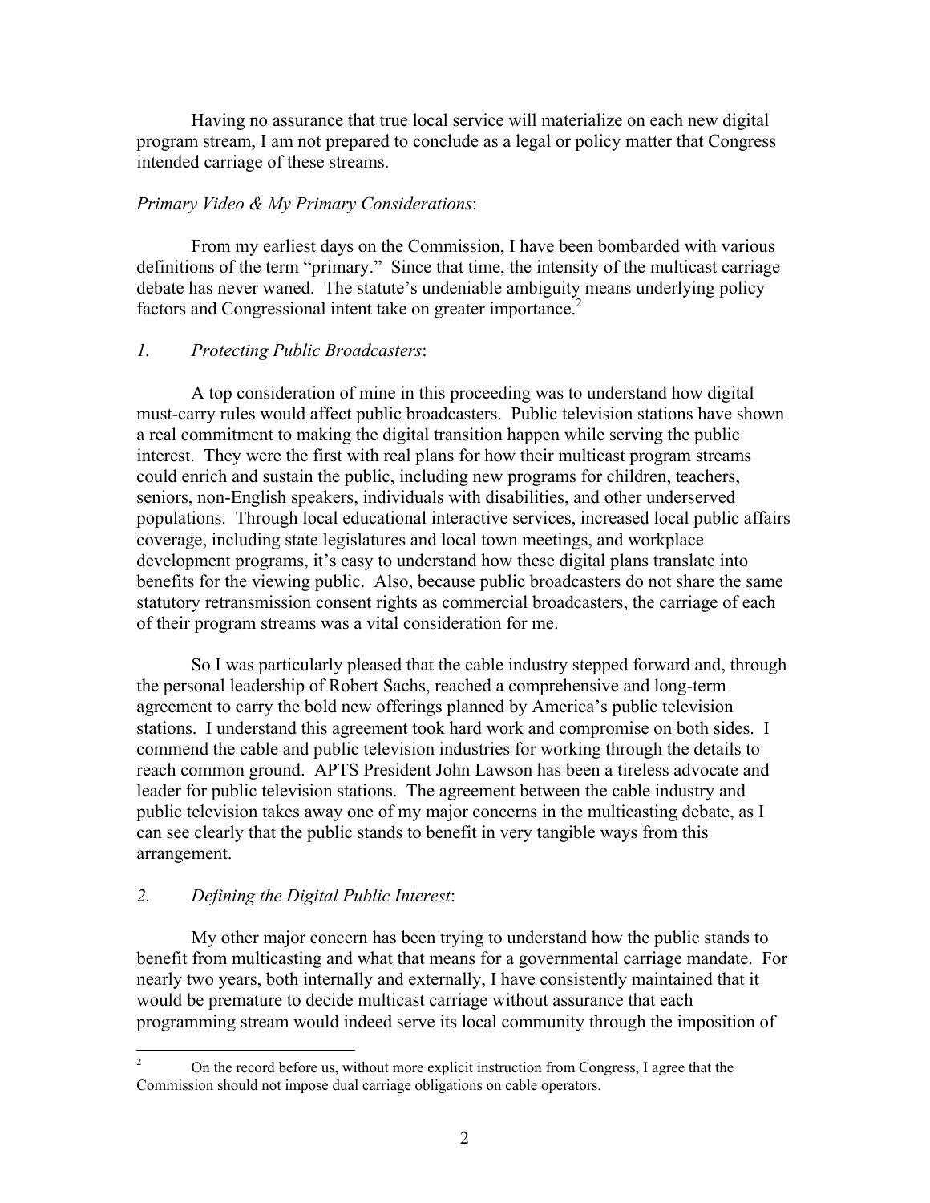Having no assurance that true local service will materialize on each new digital program stream, I am not prepared to conclude as a legal or policy matter that Congress intended carriage of these streams.

*Primary Video & My Primary Considerations*:

From my earliest days on the Commission, I have been bombarded with various definitions of the term "primary." Since that time, the intensity of the multicast carriage debate has never waned. The statute's undeniable ambiguity means underlying policy factors and Congressional intent take on greater importance.[2]

*1. Protecting Public Broadcasters*:

A top consideration of mine in this proceeding was to understand how digital must-carry rules would affect public broadcasters. Public television stations have shown a real commitment to making the digital transition happen while serving the public interest. They were the first with real plans for how their multicast program streams could enrich and sustain the public, including new programs for children, teachers, seniors, non-English speakers, individuals with disabilities, and other underserved populations. Through local educational interactive services, increased local public affairs coverage, including state legislatures and local town meetings, and workplace development programs, it's easy to understand how these digital plans translate into benefits for the viewing public. Also, because public broadcasters do not share the same statutory retransmission consent rights as commercial broadcasters, the carriage of each of their program streams was a vital consideration for me.

So I was particularly pleased that the cable industry stepped forward and, through the personal leadership of Robert Sachs, reached a comprehensive and long-term agreement to carry the bold new offerings planned by America's public television stations. I understand this agreement took hard work and compromise on both sides. I commend the cable and public television industries for working through the details to reach common ground. APTS President John Lawson has been a tireless advocate and leader for public television stations. The agreement between the cable industry and public television takes away one of my major concerns in the multicasting debate, as I can see clearly that the public stands to benefit in very tangible ways from this arrangement.

*2. Defining the Digital Public Interest*:

My other major concern has been trying to understand how the public stands to benefit from multicasting and what that means for a governmental carriage mandate. For nearly two years, both internally and externally, I have consistently maintained that it would be premature to decide multicast carriage without assurance that each programming stream would indeed serve its local community through the imposition of

---

[2] On the record before us, without more explicit instruction from Congress, I agree that the Commission should not impose dual carriage obligations on cable operators.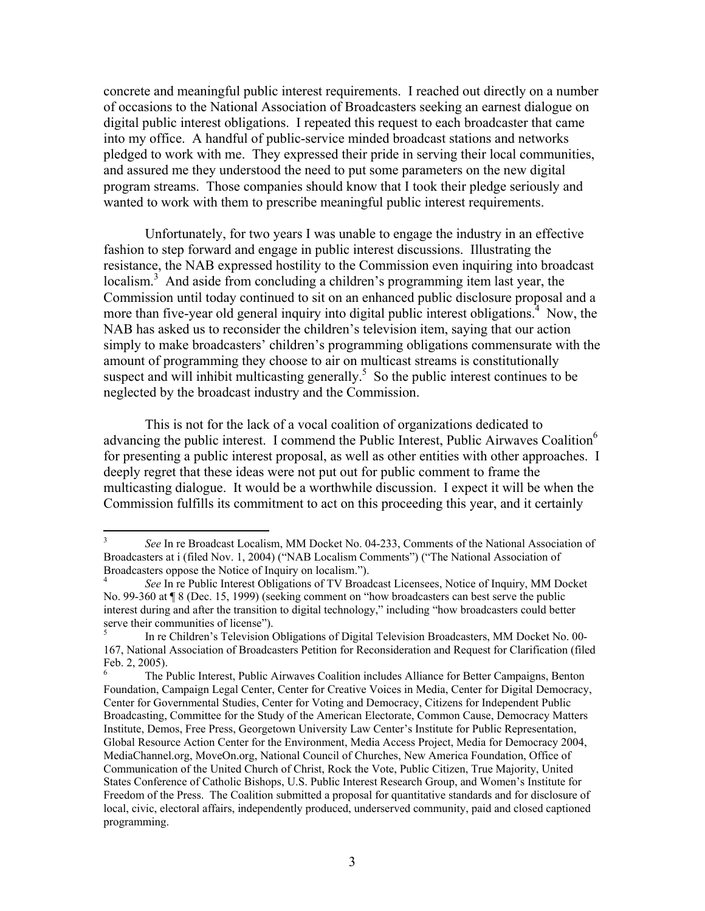concrete and meaningful public interest requirements. I reached out directly on a number of occasions to the National Association of Broadcasters seeking an earnest dialogue on digital public interest obligations. I repeated this request to each broadcaster that came into my office. A handful of public-service minded broadcast stations and networks pledged to work with me. They expressed their pride in serving their local communities, and assured me they understood the need to put some parameters on the new digital program streams. Those companies should know that I took their pledge seriously and wanted to work with them to prescribe meaningful public interest requirements.

Unfortunately, for two years I was unable to engage the industry in an effective fashion to step forward and engage in public interest discussions. Illustrating the resistance, the NAB expressed hostility to the Commission even inquiring into broadcast localism.[3] And aside from concluding a children's programming item last year, the Commission until today continued to sit on an enhanced public disclosure proposal and a more than five-year old general inquiry into digital public interest obligations.[4] Now, the NAB has asked us to reconsider the children's television item, saying that our action simply to make broadcasters' children's programming obligations commensurate with the amount of programming they choose to air on multicast streams is constitutionally suspect and will inhibit multicasting generally.[5] So the public interest continues to be neglected by the broadcast industry and the Commission.

This is not for the lack of a vocal coalition of organizations dedicated to advancing the public interest. I commend the Public Interest, Public Airwaves Coalition[6] for presenting a public interest proposal, as well as other entities with other approaches. I deeply regret that these ideas were not put out for public comment to frame the multicasting dialogue. It would be a worthwhile discussion. I expect it will be when the Commission fulfills its commitment to act on this proceeding this year, and it certainly

---

[3] *See* In re Broadcast Localism, MM Docket No. 04-233, Comments of the National Association of Broadcasters at i (filed Nov. 1, 2004) ("NAB Localism Comments") ("The National Association of Broadcasters oppose the Notice of Inquiry on localism.").

[4] *See* In re Public Interest Obligations of TV Broadcast Licensees, Notice of Inquiry, MM Docket No. 99-360 at ¶ 8 (Dec. 15, 1999) (seeking comment on "how broadcasters can best serve the public interest during and after the transition to digital technology," including "how broadcasters could better serve their communities of license").

[5] In re Children's Television Obligations of Digital Television Broadcasters, MM Docket No. 00-167, National Association of Broadcasters Petition for Reconsideration and Request for Clarification (filed Feb. 2, 2005).

[6] The Public Interest, Public Airwaves Coalition includes Alliance for Better Campaigns, Benton Foundation, Campaign Legal Center, Center for Creative Voices in Media, Center for Digital Democracy, Center for Governmental Studies, Center for Voting and Democracy, Citizens for Independent Public Broadcasting, Committee for the Study of the American Electorate, Common Cause, Democracy Matters Institute, Demos, Free Press, Georgetown University Law Center's Institute for Public Representation, Global Resource Action Center for the Environment, Media Access Project, Media for Democracy 2004, MediaChannel.org, MoveOn.org, National Council of Churches, New America Foundation, Office of Communication of the United Church of Christ, Rock the Vote, Public Citizen, True Majority, United States Conference of Catholic Bishops, U.S. Public Interest Research Group, and Women's Institute for Freedom of the Press. The Coalition submitted a proposal for quantitative standards and for disclosure of local, civic, electoral affairs, independently produced, underserved community, paid and closed captioned programming.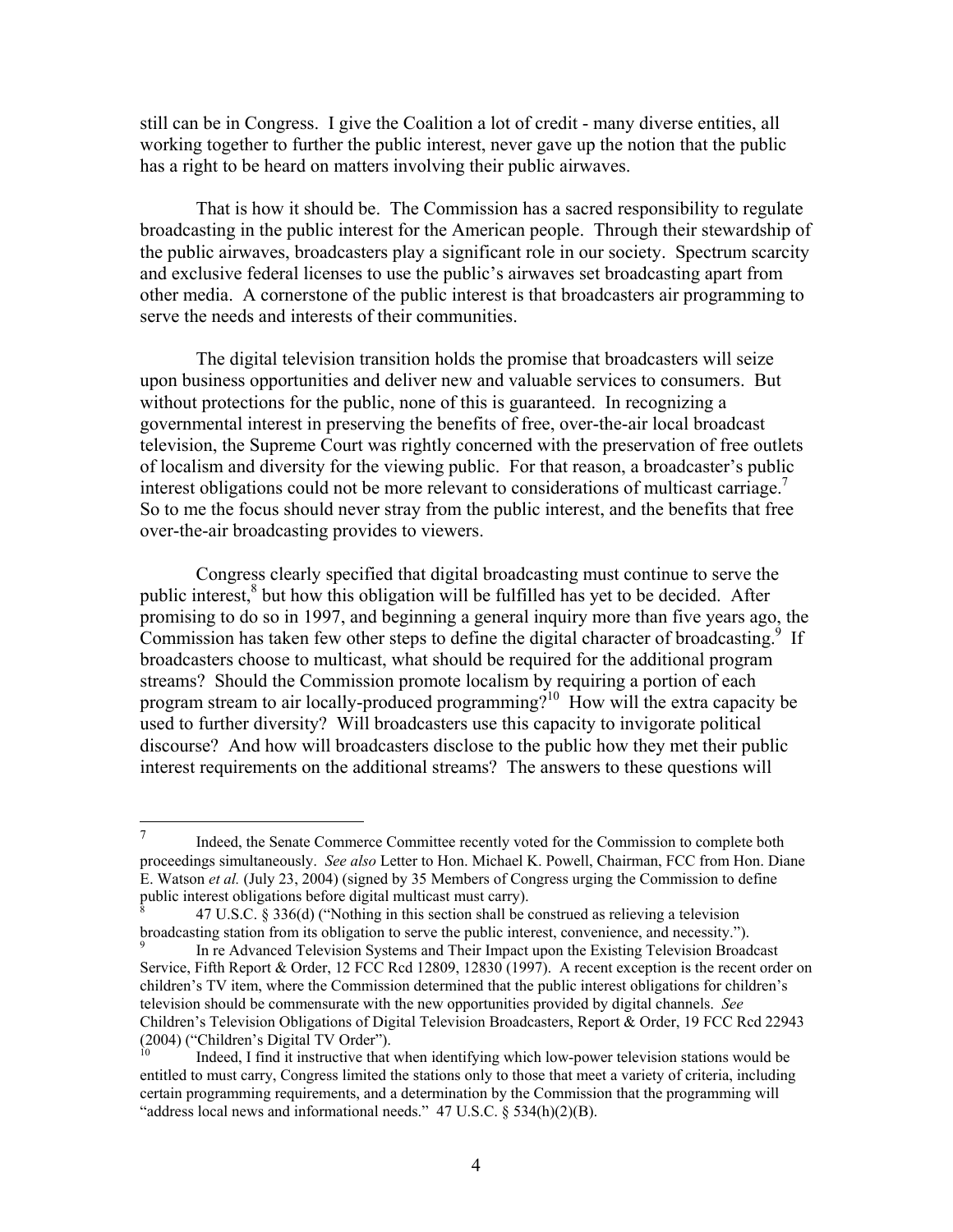still can be in Congress. I give the Coalition a lot of credit - many diverse entities, all working together to further the public interest, never gave up the notion that the public has a right to be heard on matters involving their public airwaves.

That is how it should be. The Commission has a sacred responsibility to regulate broadcasting in the public interest for the American people. Through their stewardship of the public airwaves, broadcasters play a significant role in our society. Spectrum scarcity and exclusive federal licenses to use the public's airwaves set broadcasting apart from other media. A cornerstone of the public interest is that broadcasters air programming to serve the needs and interests of their communities.

The digital television transition holds the promise that broadcasters will seize upon business opportunities and deliver new and valuable services to consumers. But without protections for the public, none of this is guaranteed. In recognizing a governmental interest in preserving the benefits of free, over-the-air local broadcast television, the Supreme Court was rightly concerned with the preservation of free outlets of localism and diversity for the viewing public. For that reason, a broadcaster's public interest obligations could not be more relevant to considerations of multicast carriage.[7] So to me the focus should never stray from the public interest, and the benefits that free over-the-air broadcasting provides to viewers.

Congress clearly specified that digital broadcasting must continue to serve the public interest,[8] but how this obligation will be fulfilled has yet to be decided. After promising to do so in 1997, and beginning a general inquiry more than five years ago, the Commission has taken few other steps to define the digital character of broadcasting.[9] If broadcasters choose to multicast, what should be required for the additional program streams? Should the Commission promote localism by requiring a portion of each program stream to air locally-produced programming?[10] How will the extra capacity be used to further diversity? Will broadcasters use this capacity to invigorate political discourse? And how will broadcasters disclose to the public how they met their public interest requirements on the additional streams? The answers to these questions will

---

[7] Indeed, the Senate Commerce Committee recently voted for the Commission to complete both proceedings simultaneously. *See also* Letter to Hon. Michael K. Powell, Chairman, FCC from Hon. Diane E. Watson *et al.* (July 23, 2004) (signed by 35 Members of Congress urging the Commission to define public interest obligations before digital multicast must carry).

[8] 47 U.S.C. § 336(d) ("Nothing in this section shall be construed as relieving a television broadcasting station from its obligation to serve the public interest, convenience, and necessity.").

[9] In re Advanced Television Systems and Their Impact upon the Existing Television Broadcast Service, Fifth Report & Order, 12 FCC Rcd 12809, 12830 (1997). A recent exception is the recent order on children's TV item, where the Commission determined that the public interest obligations for children's television should be commensurate with the new opportunities provided by digital channels. *See* Children's Television Obligations of Digital Television Broadcasters, Report & Order, 19 FCC Rcd 22943 (2004) ("Children's Digital TV Order").

[10] Indeed, I find it instructive that when identifying which low-power television stations would be entitled to must carry, Congress limited the stations only to those that meet a variety of criteria, including certain programming requirements, and a determination by the Commission that the programming will "address local news and informational needs." 47 U.S.C. § 534(h)(2)(B).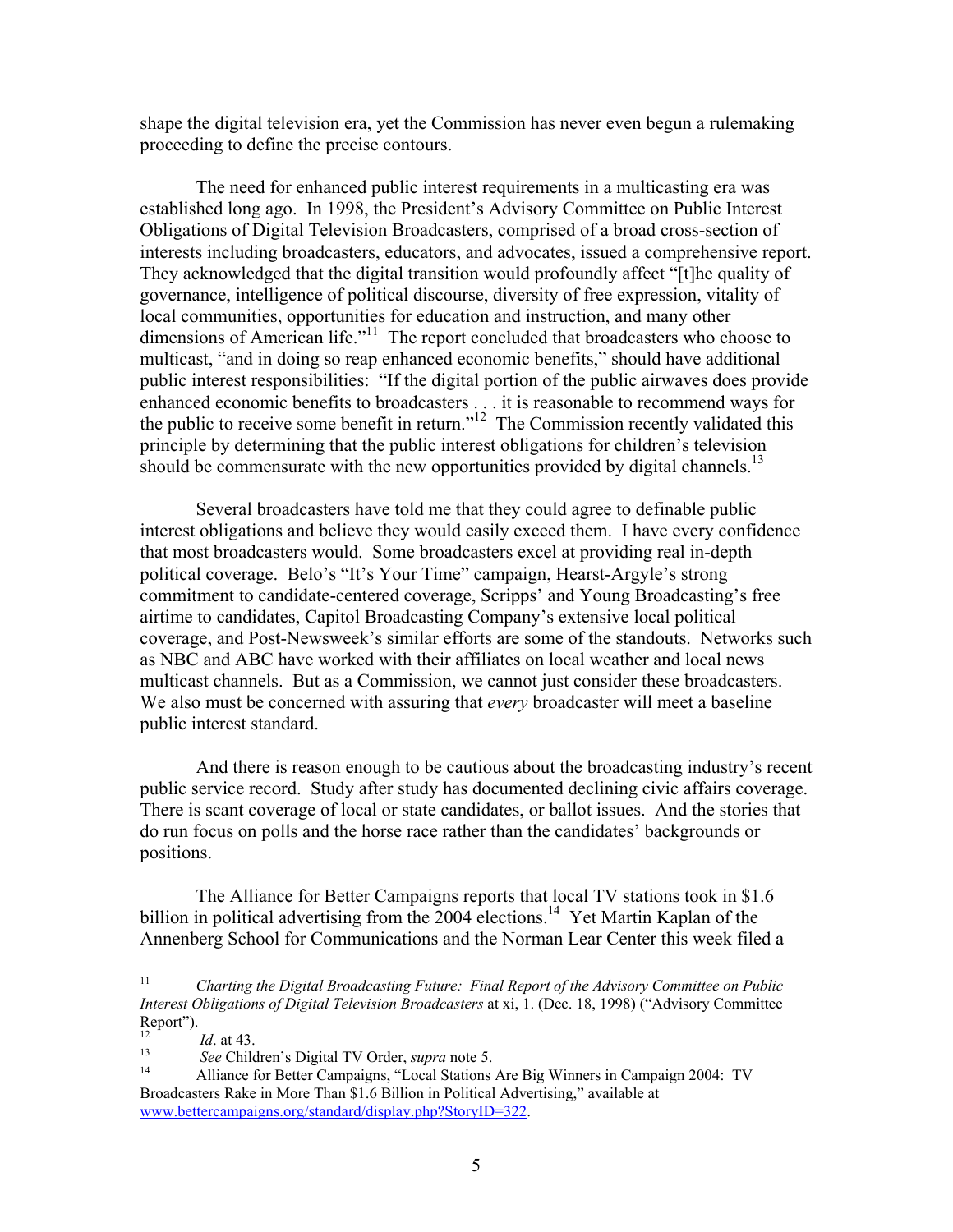shape the digital television era, yet the Commission has never even begun a rulemaking proceeding to define the precise contours.

The need for enhanced public interest requirements in a multicasting era was established long ago. In 1998, the President's Advisory Committee on Public Interest Obligations of Digital Television Broadcasters, comprised of a broad cross-section of interests including broadcasters, educators, and advocates, issued a comprehensive report. They acknowledged that the digital transition would profoundly affect "[t]he quality of governance, intelligence of political discourse, diversity of free expression, vitality of local communities, opportunities for education and instruction, and many other dimensions of American life."[11] The report concluded that broadcasters who choose to multicast, "and in doing so reap enhanced economic benefits," should have additional public interest responsibilities: "If the digital portion of the public airwaves does provide enhanced economic benefits to broadcasters . . . it is reasonable to recommend ways for the public to receive some benefit in return."[12] The Commission recently validated this principle by determining that the public interest obligations for children's television should be commensurate with the new opportunities provided by digital channels.[13]

Several broadcasters have told me that they could agree to definable public interest obligations and believe they would easily exceed them. I have every confidence that most broadcasters would. Some broadcasters excel at providing real in-depth political coverage. Belo's "It's Your Time" campaign, Hearst-Argyle's strong commitment to candidate-centered coverage, Scripps' and Young Broadcasting's free airtime to candidates, Capitol Broadcasting Company's extensive local political coverage, and Post-Newsweek's similar efforts are some of the standouts. Networks such as NBC and ABC have worked with their affiliates on local weather and local news multicast channels. But as a Commission, we cannot just consider these broadcasters. We also must be concerned with assuring that *every* broadcaster will meet a baseline public interest standard.

And there is reason enough to be cautious about the broadcasting industry's recent public service record. Study after study has documented declining civic affairs coverage. There is scant coverage of local or state candidates, or ballot issues. And the stories that do run focus on polls and the horse race rather than the candidates' backgrounds or positions.

The Alliance for Better Campaigns reports that local TV stations took in $1.6 billion in political advertising from the 2004 elections.[14] Yet Martin Kaplan of the Annenberg School for Communications and the Norman Lear Center this week filed a

---

[11] *Charting the Digital Broadcasting Future: Final Report of the Advisory Committee on Public Interest Obligations of Digital Television Broadcasters* at xi, 1. (Dec. 18, 1998) ("Advisory Committee Report").

[12] *Id*. at 43.

[13] *See* Children's Digital TV Order, *supra* note 5.

[14] Alliance for Better Campaigns, "Local Stations Are Big Winners in Campaign 2004: TV Broadcasters Rake in More Than $1.6 Billion in Political Advertising," available at www.bettercampaigns.org/standard/display.php?StoryID=322.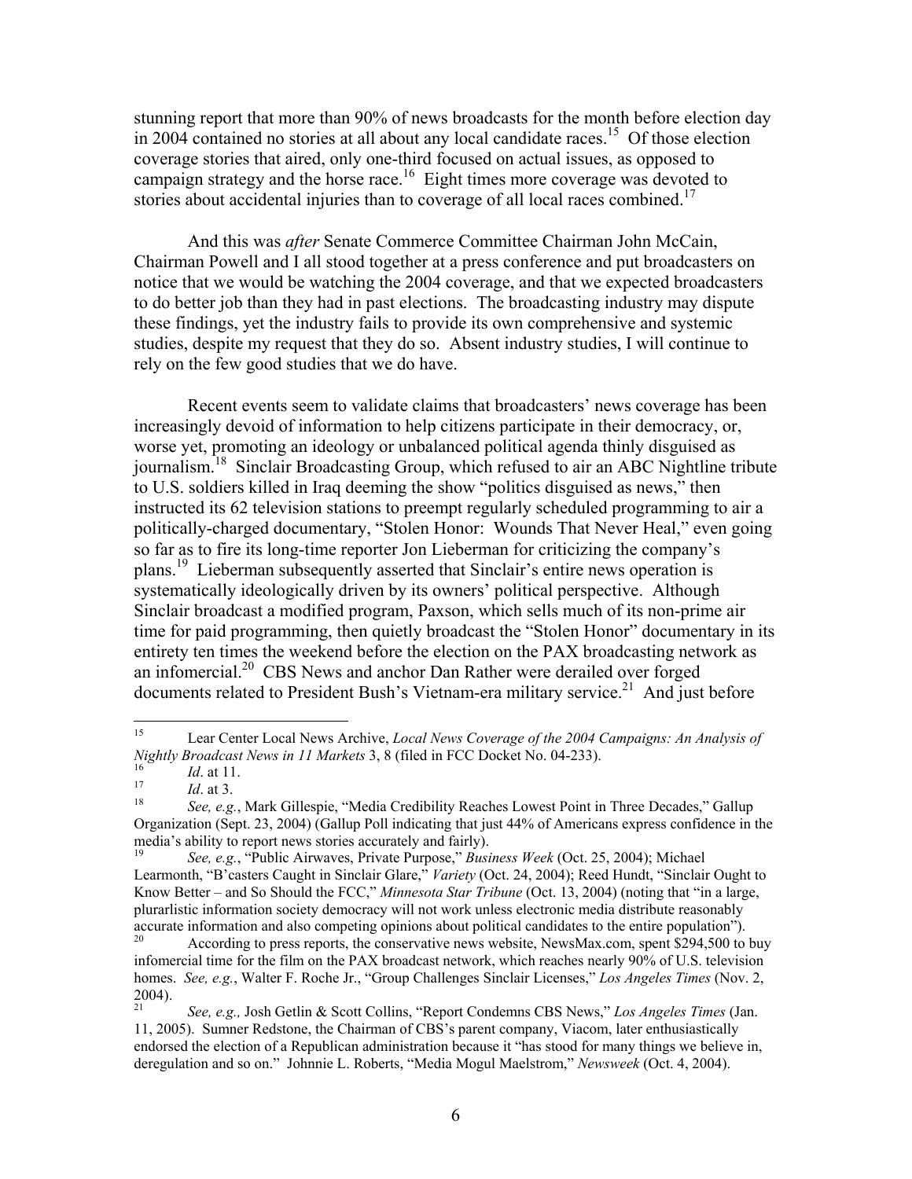stunning report that more than 90% of news broadcasts for the month before election day in 2004 contained no stories at all about any local candidate races.[15] Of those election coverage stories that aired, only one-third focused on actual issues, as opposed to campaign strategy and the horse race.[16] Eight times more coverage was devoted to stories about accidental injuries than to coverage of all local races combined.[17]

And this was *after* Senate Commerce Committee Chairman John McCain, Chairman Powell and I all stood together at a press conference and put broadcasters on notice that we would be watching the 2004 coverage, and that we expected broadcasters to do better job than they had in past elections. The broadcasting industry may dispute these findings, yet the industry fails to provide its own comprehensive and systemic studies, despite my request that they do so. Absent industry studies, I will continue to rely on the few good studies that we do have.

Recent events seem to validate claims that broadcasters' news coverage has been increasingly devoid of information to help citizens participate in their democracy, or, worse yet, promoting an ideology or unbalanced political agenda thinly disguised as journalism.[18] Sinclair Broadcasting Group, which refused to air an ABC Nightline tribute to U.S. soldiers killed in Iraq deeming the show "politics disguised as news," then instructed its 62 television stations to preempt regularly scheduled programming to air a politically-charged documentary, "Stolen Honor: Wounds That Never Heal," even going so far as to fire its long-time reporter Jon Lieberman for criticizing the company's plans.[19] Lieberman subsequently asserted that Sinclair's entire news operation is systematically ideologically driven by its owners' political perspective. Although Sinclair broadcast a modified program, Paxson, which sells much of its non-prime air time for paid programming, then quietly broadcast the "Stolen Honor" documentary in its entirety ten times the weekend before the election on the PAX broadcasting network as an infomercial.[20] CBS News and anchor Dan Rather were derailed over forged documents related to President Bush's Vietnam-era military service.[21] And just before

---

[15] Lear Center Local News Archive, *Local News Coverage of the 2004 Campaigns: An Analysis of Nightly Broadcast News in 11 Markets* 3, 8 (filed in FCC Docket No. 04-233).

[16] *Id*. at 11.

[17] *Id*. at 3.

[18] *See, e.g.*, Mark Gillespie, "Media Credibility Reaches Lowest Point in Three Decades," Gallup Organization (Sept. 23, 2004) (Gallup Poll indicating that just 44% of Americans express confidence in the media's ability to report news stories accurately and fairly).

[19] *See, e.g.*, "Public Airwaves, Private Purpose," *Business Week* (Oct. 25, 2004); Michael Learmonth, "B'casters Caught in Sinclair Glare," *Variety* (Oct. 24, 2004); Reed Hundt, "Sinclair Ought to Know Better – and So Should the FCC," *Minnesota Star Tribune* (Oct. 13, 2004) (noting that "in a large, plurarlistic information society democracy will not work unless electronic media distribute reasonably accurate information and also competing opinions about political candidates to the entire population").

[20] According to press reports, the conservative news website, NewsMax.com, spent $294,500 to buy infomercial time for the film on the PAX broadcast network, which reaches nearly 90% of U.S. television homes. *See, e.g.*, Walter F. Roche Jr., "Group Challenges Sinclair Licenses," *Los Angeles Times* (Nov. 2, 2004).

[21] *See, e.g.,* Josh Getlin & Scott Collins, "Report Condemns CBS News," *Los Angeles Times* (Jan. 11, 2005). Sumner Redstone, the Chairman of CBS's parent company, Viacom, later enthusiastically endorsed the election of a Republican administration because it "has stood for many things we believe in, deregulation and so on." Johnnie L. Roberts, "Media Mogul Maelstrom," *Newsweek* (Oct. 4, 2004).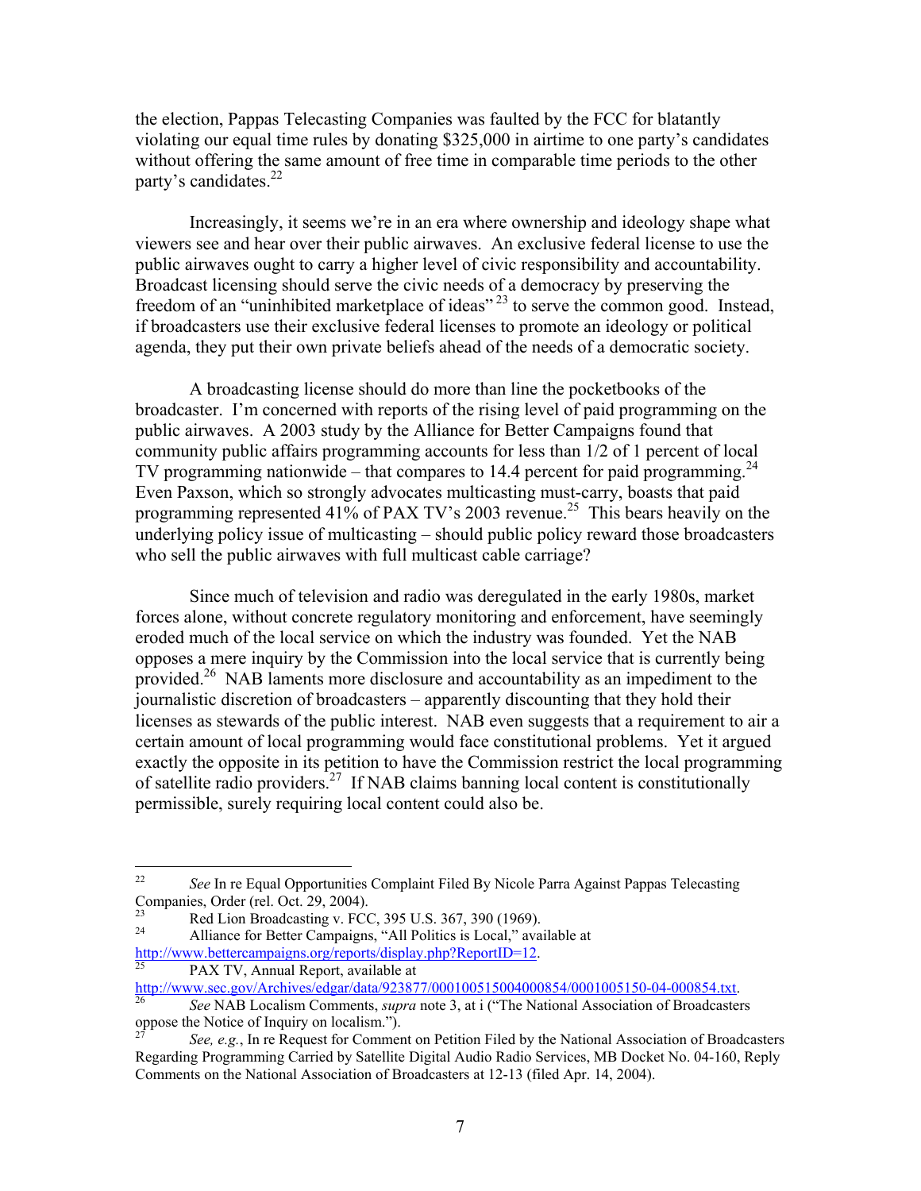the election, Pappas Telecasting Companies was faulted by the FCC for blatantly violating our equal time rules by donating $325,000 in airtime to one party's candidates without offering the same amount of free time in comparable time periods to the other party's candidates.[22]

Increasingly, it seems we're in an era where ownership and ideology shape what viewers see and hear over their public airwaves. An exclusive federal license to use the public airwaves ought to carry a higher level of civic responsibility and accountability. Broadcast licensing should serve the civic needs of a democracy by preserving the freedom of an "uninhibited marketplace of ideas"[23] to serve the common good. Instead, if broadcasters use their exclusive federal licenses to promote an ideology or political agenda, they put their own private beliefs ahead of the needs of a democratic society.

A broadcasting license should do more than line the pocketbooks of the broadcaster. I'm concerned with reports of the rising level of paid programming on the public airwaves. A 2003 study by the Alliance for Better Campaigns found that community public affairs programming accounts for less than 1/2 of 1 percent of local TV programming nationwide – that compares to 14.4 percent for paid programming.[24] Even Paxson, which so strongly advocates multicasting must-carry, boasts that paid programming represented 41% of PAX TV's 2003 revenue.[25] This bears heavily on the underlying policy issue of multicasting – should public policy reward those broadcasters who sell the public airwaves with full multicast cable carriage?

Since much of television and radio was deregulated in the early 1980s, market forces alone, without concrete regulatory monitoring and enforcement, have seemingly eroded much of the local service on which the industry was founded. Yet the NAB opposes a mere inquiry by the Commission into the local service that is currently being provided.[26] NAB laments more disclosure and accountability as an impediment to the journalistic discretion of broadcasters – apparently discounting that they hold their licenses as stewards of the public interest. NAB even suggests that a requirement to air a certain amount of local programming would face constitutional problems. Yet it argued exactly the opposite in its petition to have the Commission restrict the local programming of satellite radio providers.[27] If NAB claims banning local content is constitutionally permissible, surely requiring local content could also be.

---

[22] *See* In re Equal Opportunities Complaint Filed By Nicole Parra Against Pappas Telecasting Companies, Order (rel. Oct. 29, 2004).

[23] Red Lion Broadcasting v. FCC, 395 U.S. 367, 390 (1969).

[24] Alliance for Better Campaigns, "All Politics is Local," available at http://www.bettercampaigns.org/reports/display.php?ReportID=12.

[25] PAX TV, Annual Report, available at http://www.sec.gov/Archives/edgar/data/923877/000100515004000854/0001005150-04-000854.txt.

[26] *See* NAB Localism Comments, *supra* note 3, at i ("The National Association of Broadcasters oppose the Notice of Inquiry on localism.").

[27] *See, e.g.*, In re Request for Comment on Petition Filed by the National Association of Broadcasters Regarding Programming Carried by Satellite Digital Audio Radio Services, MB Docket No. 04-160, Reply Comments on the National Association of Broadcasters at 12-13 (filed Apr. 14, 2004).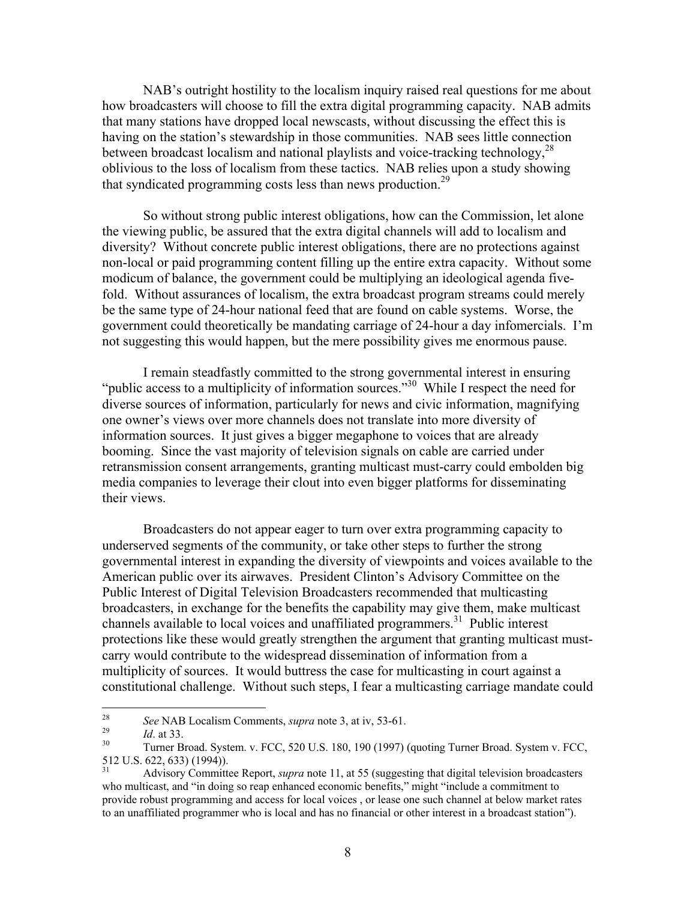NAB's outright hostility to the localism inquiry raised real questions for me about how broadcasters will choose to fill the extra digital programming capacity. NAB admits that many stations have dropped local newscasts, without discussing the effect this is having on the station's stewardship in those communities. NAB sees little connection between broadcast localism and national playlists and voice-tracking technology,[28] oblivious to the loss of localism from these tactics. NAB relies upon a study showing that syndicated programming costs less than news production.[29]

So without strong public interest obligations, how can the Commission, let alone the viewing public, be assured that the extra digital channels will add to localism and diversity? Without concrete public interest obligations, there are no protections against non-local or paid programming content filling up the entire extra capacity. Without some modicum of balance, the government could be multiplying an ideological agenda five-fold. Without assurances of localism, the extra broadcast program streams could merely be the same type of 24-hour national feed that are found on cable systems. Worse, the government could theoretically be mandating carriage of 24-hour a day infomercials. I'm not suggesting this would happen, but the mere possibility gives me enormous pause.

I remain steadfastly committed to the strong governmental interest in ensuring "public access to a multiplicity of information sources."[30] While I respect the need for diverse sources of information, particularly for news and civic information, magnifying one owner's views over more channels does not translate into more diversity of information sources. It just gives a bigger megaphone to voices that are already booming. Since the vast majority of television signals on cable are carried under retransmission consent arrangements, granting multicast must-carry could embolden big media companies to leverage their clout into even bigger platforms for disseminating their views.

Broadcasters do not appear eager to turn over extra programming capacity to underserved segments of the community, or take other steps to further the strong governmental interest in expanding the diversity of viewpoints and voices available to the American public over its airwaves. President Clinton's Advisory Committee on the Public Interest of Digital Television Broadcasters recommended that multicasting broadcasters, in exchange for the benefits the capability may give them, make multicast channels available to local voices and unaffiliated programmers.[31] Public interest protections like these would greatly strengthen the argument that granting multicast must-carry would contribute to the widespread dissemination of information from a multiplicity of sources. It would buttress the case for multicasting in court against a constitutional challenge. Without such steps, I fear a multicasting carriage mandate could

---

[28] *See* NAB Localism Comments, *supra* note 3, at iv, 53-61.

[29] *Id*. at 33.

[30] Turner Broad. System. v. FCC, 520 U.S. 180, 190 (1997) (quoting Turner Broad. System v. FCC, 512 U.S. 622, 633) (1994)).

[31] Advisory Committee Report, *supra* note 11, at 55 (suggesting that digital television broadcasters who multicast, and "in doing so reap enhanced economic benefits," might "include a commitment to provide robust programming and access for local voices , or lease one such channel at below market rates to an unaffiliated programmer who is local and has no financial or other interest in a broadcast station").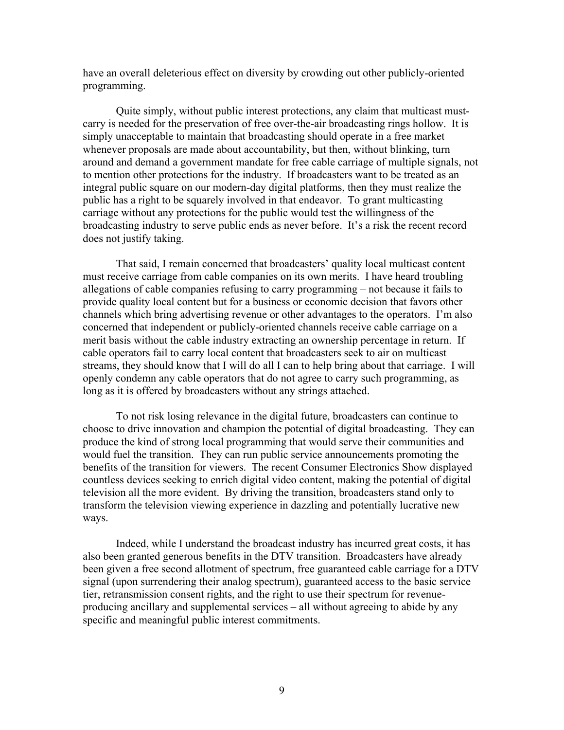have an overall deleterious effect on diversity by crowding out other publicly-oriented programming.

Quite simply, without public interest protections, any claim that multicast must-carry is needed for the preservation of free over-the-air broadcasting rings hollow. It is simply unacceptable to maintain that broadcasting should operate in a free market whenever proposals are made about accountability, but then, without blinking, turn around and demand a government mandate for free cable carriage of multiple signals, not to mention other protections for the industry. If broadcasters want to be treated as an integral public square on our modern-day digital platforms, then they must realize the public has a right to be squarely involved in that endeavor. To grant multicasting carriage without any protections for the public would test the willingness of the broadcasting industry to serve public ends as never before. It's a risk the recent record does not justify taking.

That said, I remain concerned that broadcasters' quality local multicast content must receive carriage from cable companies on its own merits. I have heard troubling allegations of cable companies refusing to carry programming – not because it fails to provide quality local content but for a business or economic decision that favors other channels which bring advertising revenue or other advantages to the operators. I'm also concerned that independent or publicly-oriented channels receive cable carriage on a merit basis without the cable industry extracting an ownership percentage in return. If cable operators fail to carry local content that broadcasters seek to air on multicast streams, they should know that I will do all I can to help bring about that carriage. I will openly condemn any cable operators that do not agree to carry such programming, as long as it is offered by broadcasters without any strings attached.

To not risk losing relevance in the digital future, broadcasters can continue to choose to drive innovation and champion the potential of digital broadcasting. They can produce the kind of strong local programming that would serve their communities and would fuel the transition. They can run public service announcements promoting the benefits of the transition for viewers. The recent Consumer Electronics Show displayed countless devices seeking to enrich digital video content, making the potential of digital television all the more evident. By driving the transition, broadcasters stand only to transform the television viewing experience in dazzling and potentially lucrative new ways.

Indeed, while I understand the broadcast industry has incurred great costs, it has also been granted generous benefits in the DTV transition. Broadcasters have already been given a free second allotment of spectrum, free guaranteed cable carriage for a DTV signal (upon surrendering their analog spectrum), guaranteed access to the basic service tier, retransmission consent rights, and the right to use their spectrum for revenue-producing ancillary and supplemental services – all without agreeing to abide by any specific and meaningful public interest commitments.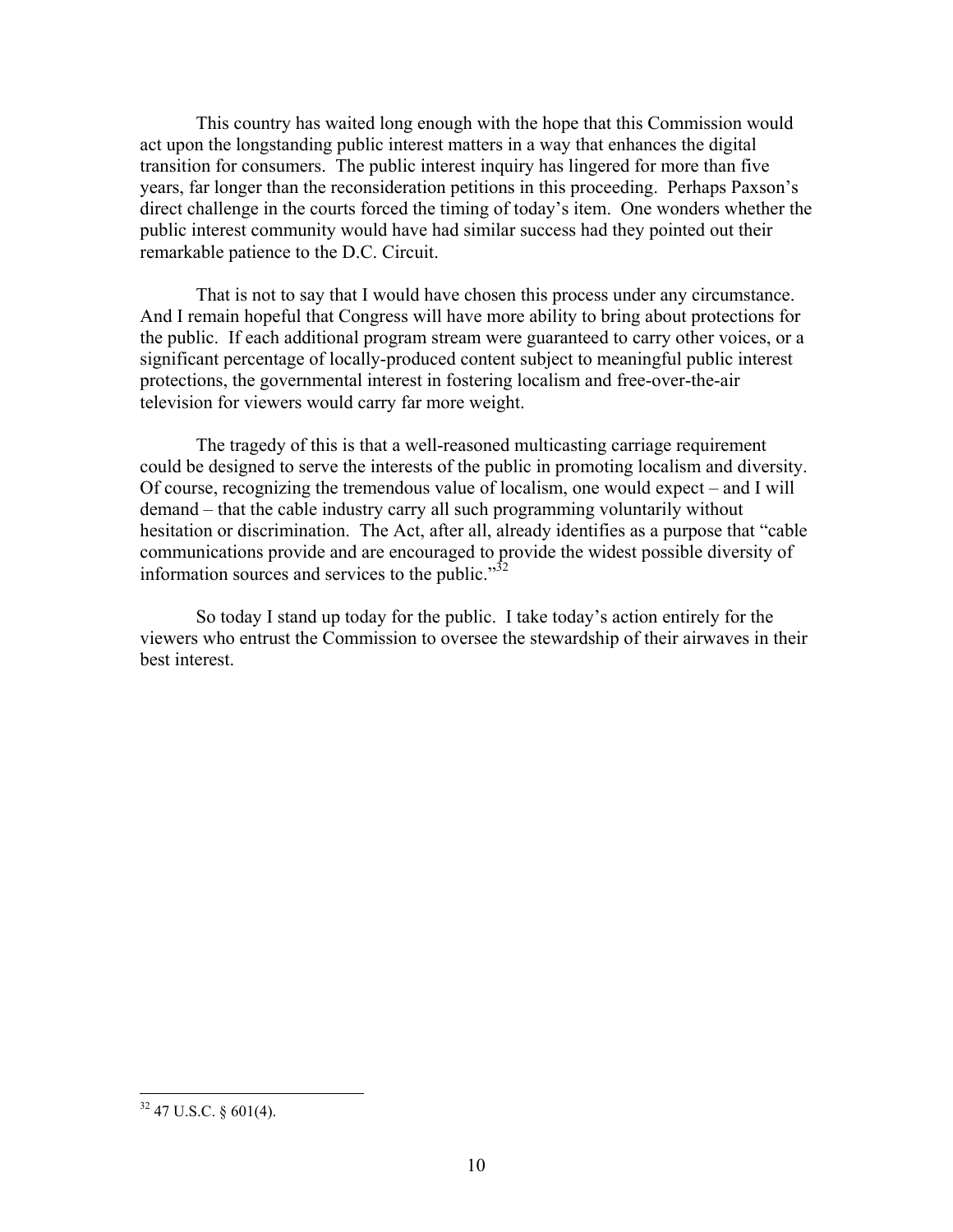This country has waited long enough with the hope that this Commission would act upon the longstanding public interest matters in a way that enhances the digital transition for consumers. The public interest inquiry has lingered for more than five years, far longer than the reconsideration petitions in this proceeding. Perhaps Paxson's direct challenge in the courts forced the timing of today's item. One wonders whether the public interest community would have had similar success had they pointed out their remarkable patience to the D.C. Circuit.

That is not to say that I would have chosen this process under any circumstance. And I remain hopeful that Congress will have more ability to bring about protections for the public. If each additional program stream were guaranteed to carry other voices, or a significant percentage of locally-produced content subject to meaningful public interest protections, the governmental interest in fostering localism and free-over-the-air television for viewers would carry far more weight.

The tragedy of this is that a well-reasoned multicasting carriage requirement could be designed to serve the interests of the public in promoting localism and diversity. Of course, recognizing the tremendous value of localism, one would expect – and I will demand – that the cable industry carry all such programming voluntarily without hesitation or discrimination. The Act, after all, already identifies as a purpose that "cable communications provide and are encouraged to provide the widest possible diversity of information sources and services to the public."[32]

So today I stand up today for the public. I take today's action entirely for the viewers who entrust the Commission to oversee the stewardship of their airwaves in their best interest.

---

[32] 47 U.S.C. § 601(4).